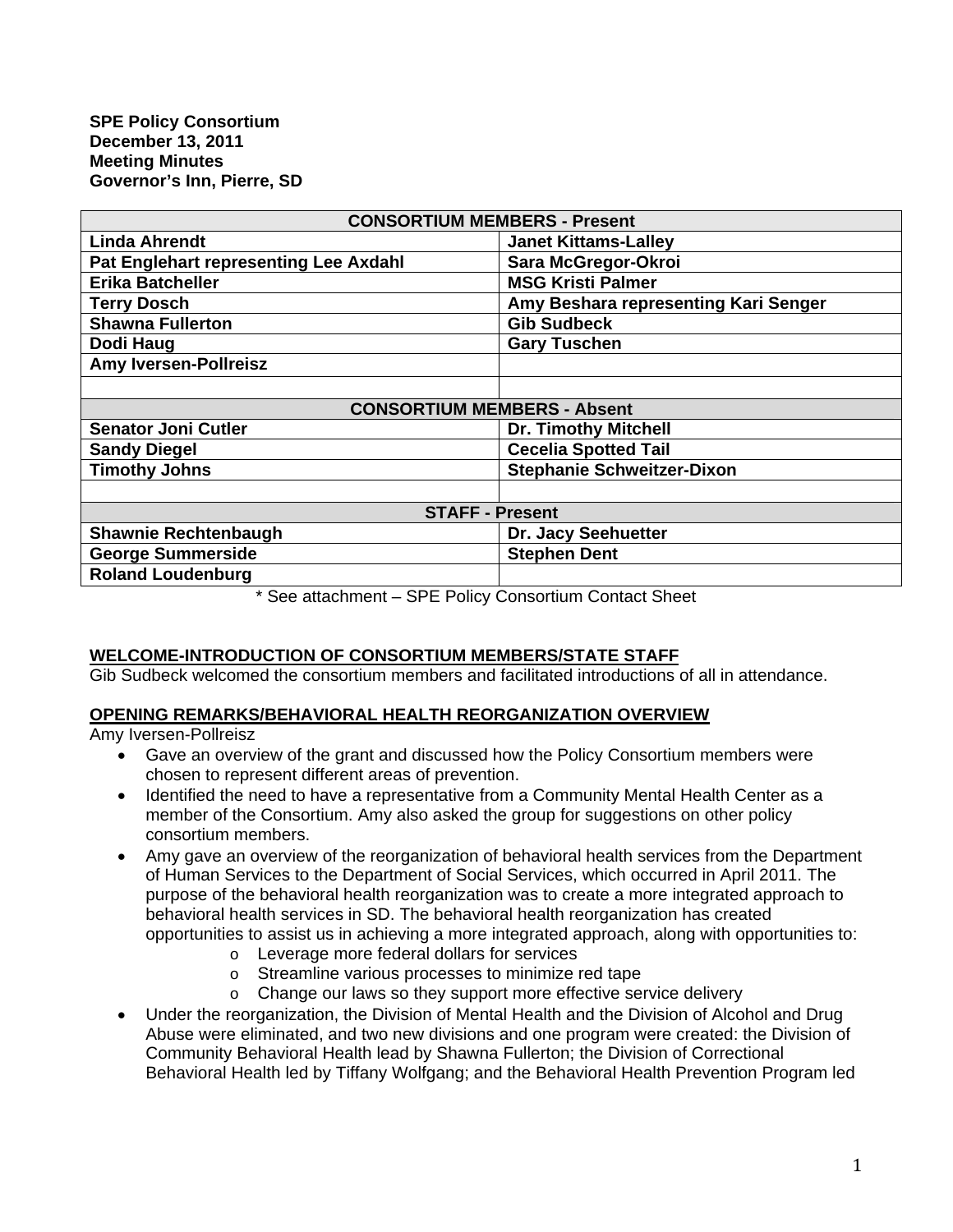**SPE Policy Consortium**
**December 13, 2011**
**Meeting Minutes**
**Governor's Inn, Pierre, SD**

| CONSORTIUM MEMBERS - Present | |
|---|---|
| Linda Ahrendt | Janet Kittams-Lalley |
| Pat Englehart representing Lee Axdahl | Sara McGregor-Okroi |
| Erika Batcheller | MSG Kristi Palmer |
| Terry Dosch | Amy Beshara representing Kari Senger |
| Shawna Fullerton | Gib Sudbeck |
| Dodi Haug | Gary Tuschen |
| Amy Iversen-Pollreisz | |
| | |
| **CONSORTIUM MEMBERS - Absent** | |
| Senator Joni Cutler | Dr. Timothy Mitchell |
| Sandy Diegel | Cecelia Spotted Tail |
| Timothy Johns | Stephanie Schweitzer-Dixon |
| | |
| **STAFF - Present** | |
| Shawnie Rechtenbaugh | Dr. Jacy Seehuetter |
| George Summerside | Stephen Dent |
| Roland Loudenburg | |

\* See attachment – SPE Policy Consortium Contact Sheet

**WELCOME-INTRODUCTION OF CONSORTIUM MEMBERS/STATE STAFF**

Gib Sudbeck welcomed the consortium members and facilitated introductions of all in attendance.

**OPENING REMARKS/BEHAVIORAL HEALTH REORGANIZATION OVERVIEW**

Amy Iversen-Pollreisz

- Gave an overview of the grant and discussed how the Policy Consortium members were chosen to represent different areas of prevention.
- Identified the need to have a representative from a Community Mental Health Center as a member of the Consortium. Amy also asked the group for suggestions on other policy consortium members.
- Amy gave an overview of the reorganization of behavioral health services from the Department of Human Services to the Department of Social Services, which occurred in April 2011. The purpose of the behavioral health reorganization was to create a more integrated approach to behavioral health services in SD. The behavioral health reorganization has created opportunities to assist us in achieving a more integrated approach, along with opportunities to:
  - Leverage more federal dollars for services
  - Streamline various processes to minimize red tape
  - Change our laws so they support more effective service delivery
- Under the reorganization, the Division of Mental Health and the Division of Alcohol and Drug Abuse were eliminated, and two new divisions and one program were created: the Division of Community Behavioral Health lead by Shawna Fullerton; the Division of Correctional Behavioral Health led by Tiffany Wolfgang; and the Behavioral Health Prevention Program led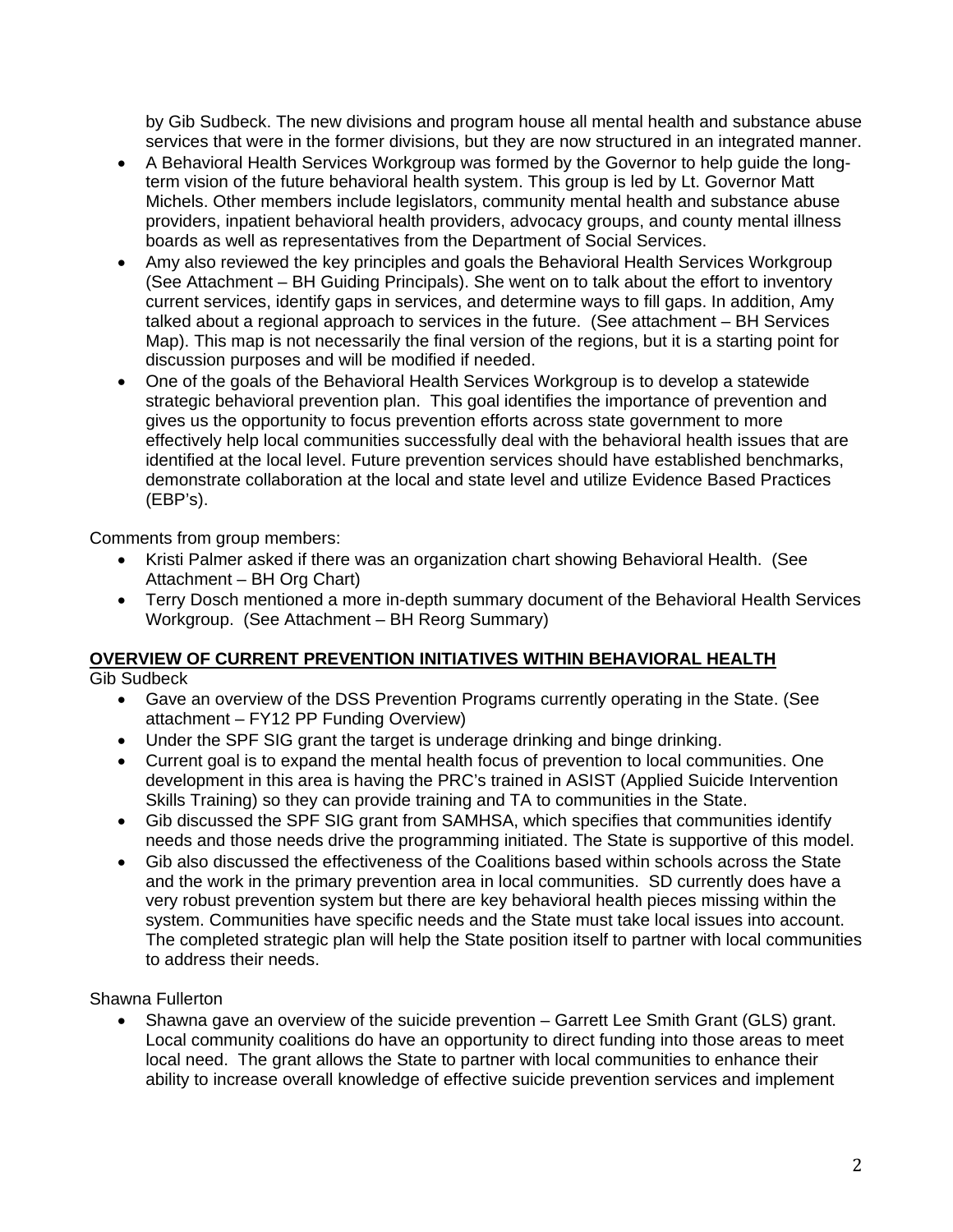by Gib Sudbeck. The new divisions and program house all mental health and substance abuse services that were in the former divisions, but they are now structured in an integrated manner.

- A Behavioral Health Services Workgroup was formed by the Governor to help guide the long-term vision of the future behavioral health system. This group is led by Lt. Governor Matt Michels. Other members include legislators, community mental health and substance abuse providers, inpatient behavioral health providers, advocacy groups, and county mental illness boards as well as representatives from the Department of Social Services.
- Amy also reviewed the key principles and goals the Behavioral Health Services Workgroup (See Attachment – BH Guiding Principals). She went on to talk about the effort to inventory current services, identify gaps in services, and determine ways to fill gaps. In addition, Amy talked about a regional approach to services in the future. (See attachment – BH Services Map). This map is not necessarily the final version of the regions, but it is a starting point for discussion purposes and will be modified if needed.
- One of the goals of the Behavioral Health Services Workgroup is to develop a statewide strategic behavioral prevention plan. This goal identifies the importance of prevention and gives us the opportunity to focus prevention efforts across state government to more effectively help local communities successfully deal with the behavioral health issues that are identified at the local level. Future prevention services should have established benchmarks, demonstrate collaboration at the local and state level and utilize Evidence Based Practices (EBP's).

Comments from group members:

- Kristi Palmer asked if there was an organization chart showing Behavioral Health. (See Attachment – BH Org Chart)
- Terry Dosch mentioned a more in-depth summary document of the Behavioral Health Services Workgroup. (See Attachment – BH Reorg Summary)

**<u>OVERVIEW OF CURRENT PREVENTION INITIATIVES WITHIN BEHAVIORAL HEALTH</u>**

Gib Sudbeck

- Gave an overview of the DSS Prevention Programs currently operating in the State. (See attachment – FY12 PP Funding Overview)
- Under the SPF SIG grant the target is underage drinking and binge drinking.
- Current goal is to expand the mental health focus of prevention to local communities. One development in this area is having the PRC's trained in ASIST (Applied Suicide Intervention Skills Training) so they can provide training and TA to communities in the State.
- Gib discussed the SPF SIG grant from SAMHSA, which specifies that communities identify needs and those needs drive the programming initiated. The State is supportive of this model.
- Gib also discussed the effectiveness of the Coalitions based within schools across the State and the work in the primary prevention area in local communities. SD currently does have a very robust prevention system but there are key behavioral health pieces missing within the system. Communities have specific needs and the State must take local issues into account. The completed strategic plan will help the State position itself to partner with local communities to address their needs.

Shawna Fullerton

- Shawna gave an overview of the suicide prevention – Garrett Lee Smith Grant (GLS) grant. Local community coalitions do have an opportunity to direct funding into those areas to meet local need. The grant allows the State to partner with local communities to enhance their ability to increase overall knowledge of effective suicide prevention services and implement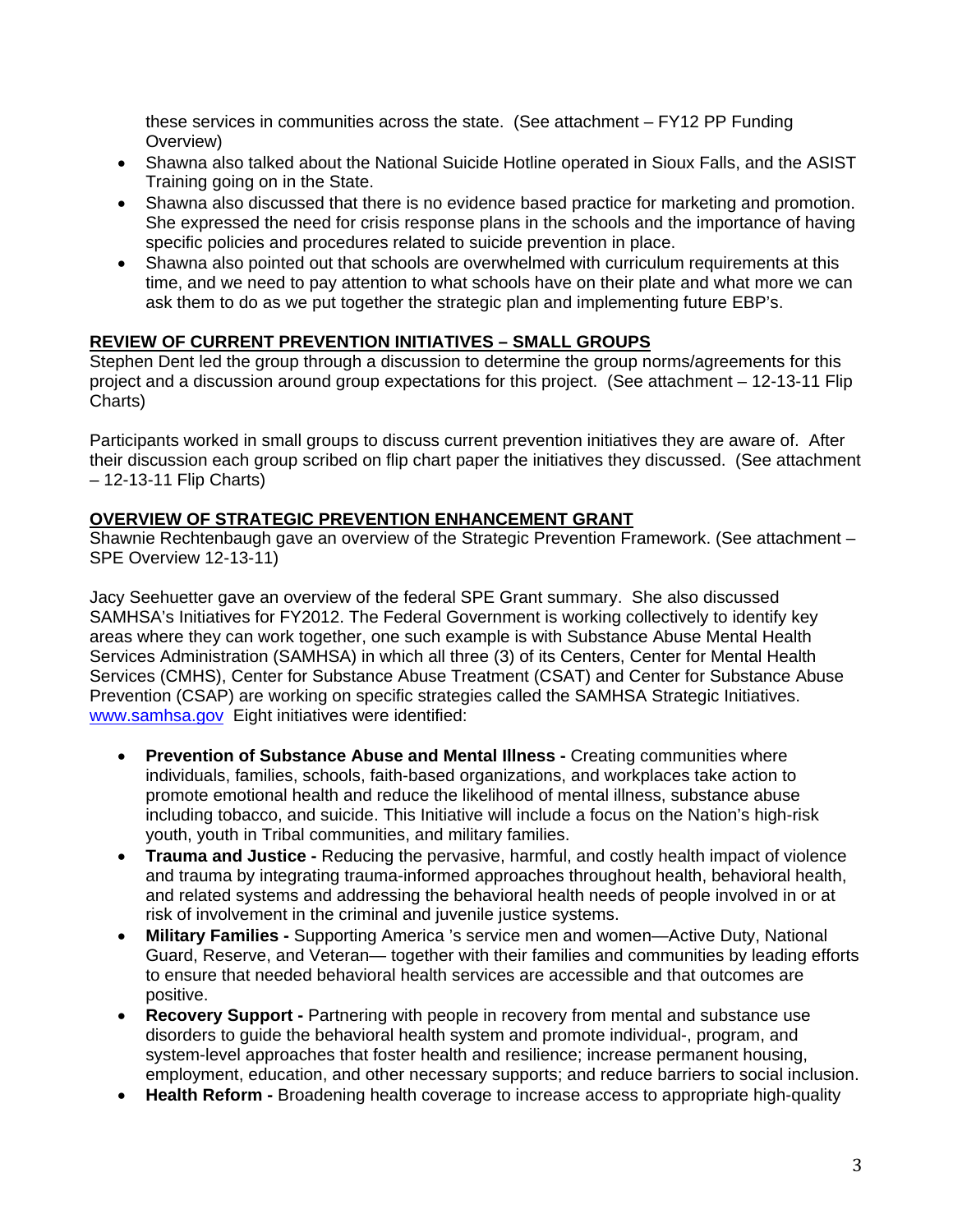these services in communities across the state. (See attachment – FY12 PP Funding Overview)

- Shawna also talked about the National Suicide Hotline operated in Sioux Falls, and the ASIST Training going on in the State.
- Shawna also discussed that there is no evidence based practice for marketing and promotion. She expressed the need for crisis response plans in the schools and the importance of having specific policies and procedures related to suicide prevention in place.
- Shawna also pointed out that schools are overwhelmed with curriculum requirements at this time, and we need to pay attention to what schools have on their plate and what more we can ask them to do as we put together the strategic plan and implementing future EBP's.

## REVIEW OF CURRENT PREVENTION INITIATIVES – SMALL GROUPS

Stephen Dent led the group through a discussion to determine the group norms/agreements for this project and a discussion around group expectations for this project. (See attachment – 12-13-11 Flip Charts)

Participants worked in small groups to discuss current prevention initiatives they are aware of. After their discussion each group scribed on flip chart paper the initiatives they discussed. (See attachment – 12-13-11 Flip Charts)

## OVERVIEW OF STRATEGIC PREVENTION ENHANCEMENT GRANT

Shawnie Rechtenbaugh gave an overview of the Strategic Prevention Framework. (See attachment – SPE Overview 12-13-11)

Jacy Seehuetter gave an overview of the federal SPE Grant summary. She also discussed SAMHSA's Initiatives for FY2012. The Federal Government is working collectively to identify key areas where they can work together, one such example is with Substance Abuse Mental Health Services Administration (SAMHSA) in which all three (3) of its Centers, Center for Mental Health Services (CMHS), Center for Substance Abuse Treatment (CSAT) and Center for Substance Abuse Prevention (CSAP) are working on specific strategies called the SAMHSA Strategic Initiatives. [www.samhsa.gov](http://www.samhsa.gov) Eight initiatives were identified:

- **Prevention of Substance Abuse and Mental Illness -** Creating communities where individuals, families, schools, faith-based organizations, and workplaces take action to promote emotional health and reduce the likelihood of mental illness, substance abuse including tobacco, and suicide. This Initiative will include a focus on the Nation's high-risk youth, youth in Tribal communities, and military families.
- **Trauma and Justice -** Reducing the pervasive, harmful, and costly health impact of violence and trauma by integrating trauma-informed approaches throughout health, behavioral health, and related systems and addressing the behavioral health needs of people involved in or at risk of involvement in the criminal and juvenile justice systems.
- **Military Families -** Supporting America 's service men and women—Active Duty, National Guard, Reserve, and Veteran— together with their families and communities by leading efforts to ensure that needed behavioral health services are accessible and that outcomes are positive.
- **Recovery Support -** Partnering with people in recovery from mental and substance use disorders to guide the behavioral health system and promote individual-, program, and system-level approaches that foster health and resilience; increase permanent housing, employment, education, and other necessary supports; and reduce barriers to social inclusion.
- **Health Reform -** Broadening health coverage to increase access to appropriate high-quality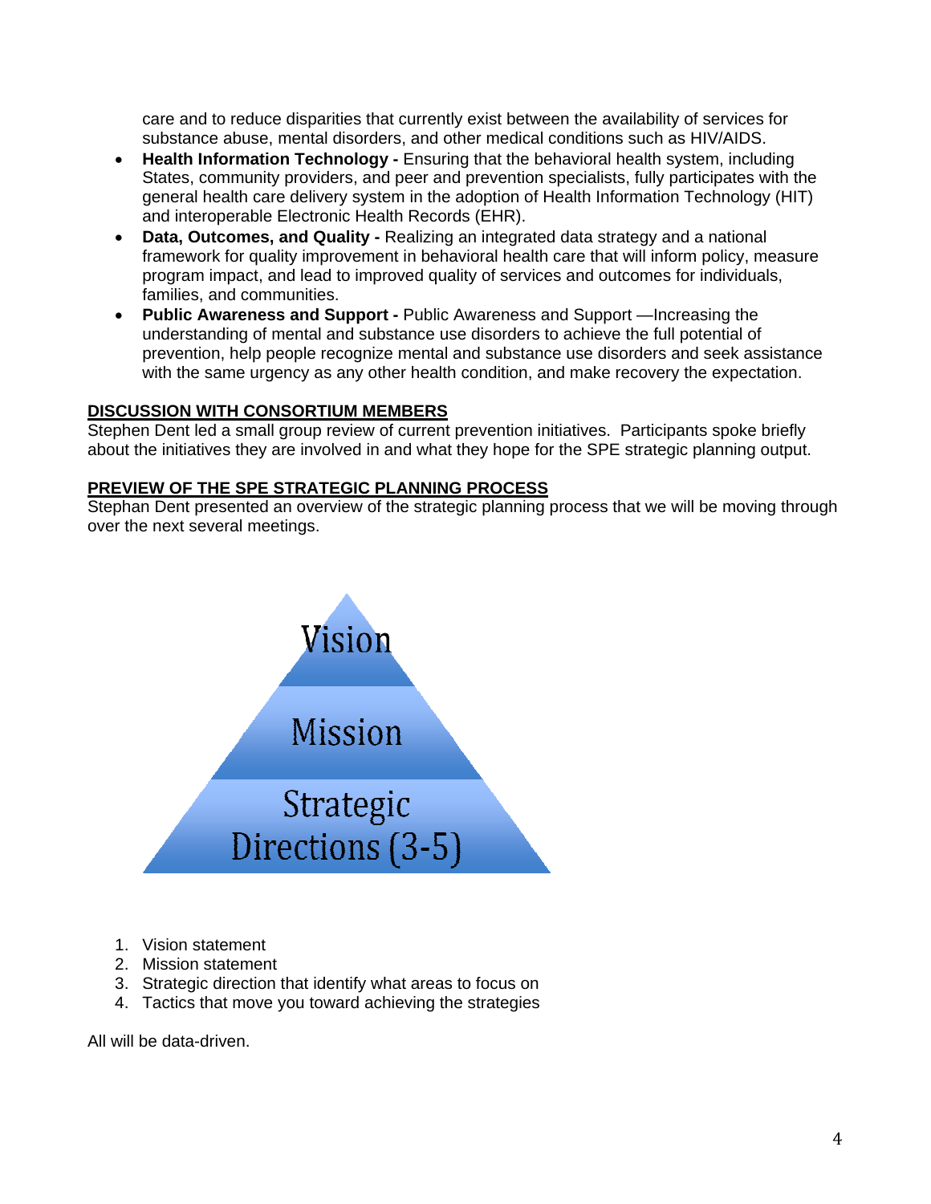care and to reduce disparities that currently exist between the availability of services for substance abuse, mental disorders, and other medical conditions such as HIV/AIDS.

- **Health Information Technology -** Ensuring that the behavioral health system, including States, community providers, and peer and prevention specialists, fully participates with the general health care delivery system in the adoption of Health Information Technology (HIT) and interoperable Electronic Health Records (EHR).
- **Data, Outcomes, and Quality -** Realizing an integrated data strategy and a national framework for quality improvement in behavioral health care that will inform policy, measure program impact, and lead to improved quality of services and outcomes for individuals, families, and communities.
- **Public Awareness and Support -** Public Awareness and Support —Increasing the understanding of mental and substance use disorders to achieve the full potential of prevention, help people recognize mental and substance use disorders and seek assistance with the same urgency as any other health condition, and make recovery the expectation.

**DISCUSSION WITH CONSORTIUM MEMBERS**

Stephen Dent led a small group review of current prevention initiatives. Participants spoke briefly about the initiatives they are involved in and what they hope for the SPE strategic planning output.

**PREVIEW OF THE SPE STRATEGIC PLANNING PROCESS**

Stephan Dent presented an overview of the strategic planning process that we will be moving through over the next several meetings.

Vision

Mission

Strategic Directions (3-5)

1. Vision statement
2. Mission statement
3. Strategic direction that identify what areas to focus on
4. Tactics that move you toward achieving the strategies

All will be data-driven.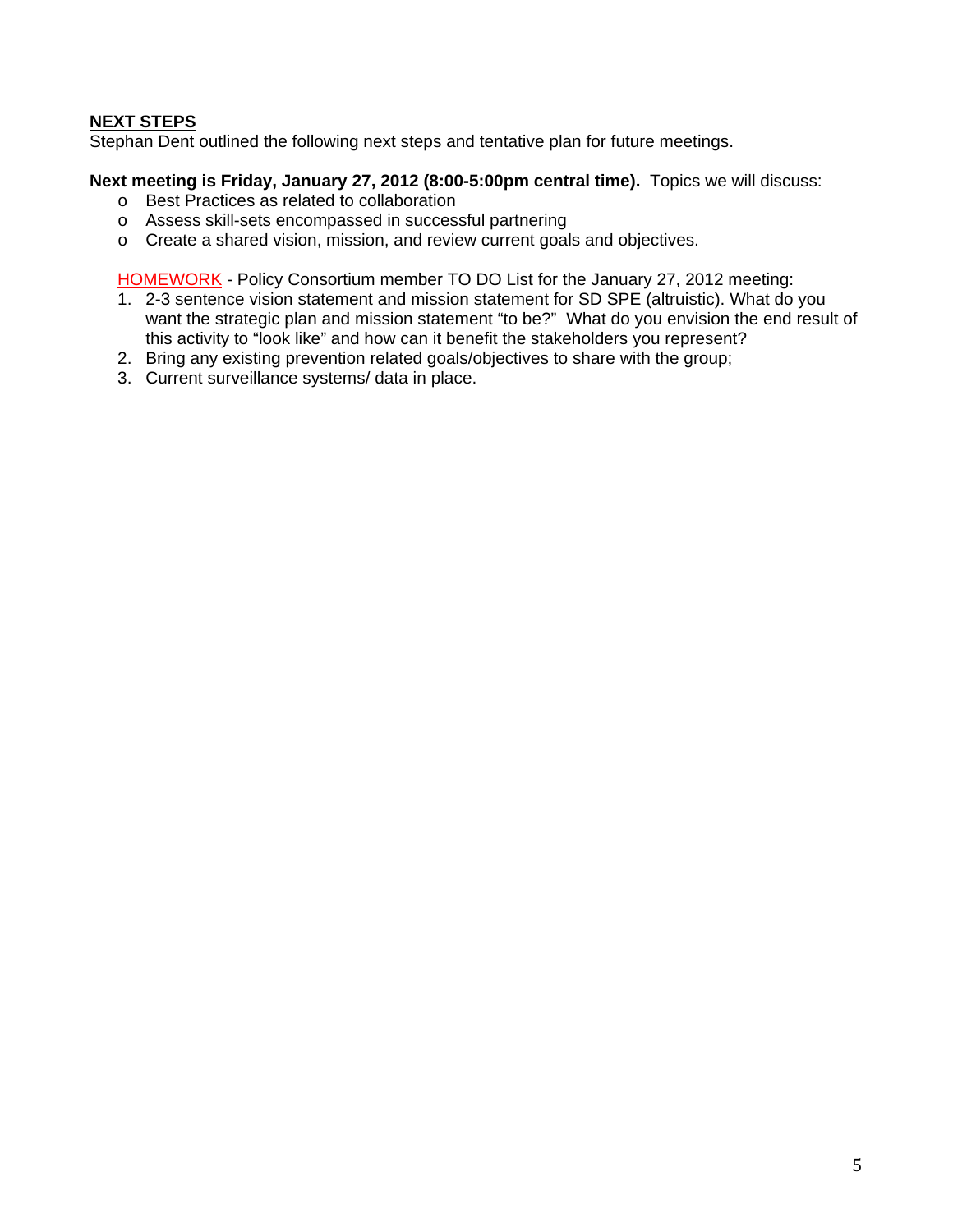**<u>NEXT STEPS</u>**

Stephan Dent outlined the following next steps and tentative plan for future meetings.

**Next meeting is Friday, January 27, 2012 (8:00-5:00pm central time).** Topics we will discuss:

- Best Practices as related to collaboration
- Assess skill-sets encompassed in successful partnering
- Create a shared vision, mission, and review current goals and objectives.

<u>HOMEWORK</u> - Policy Consortium member TO DO List for the January 27, 2012 meeting:

1. 2-3 sentence vision statement and mission statement for SD SPE (altruistic). What do you want the strategic plan and mission statement "to be?" What do you envision the end result of this activity to "look like" and how can it benefit the stakeholders you represent?
2. Bring any existing prevention related goals/objectives to share with the group;
3. Current surveillance systems/ data in place.